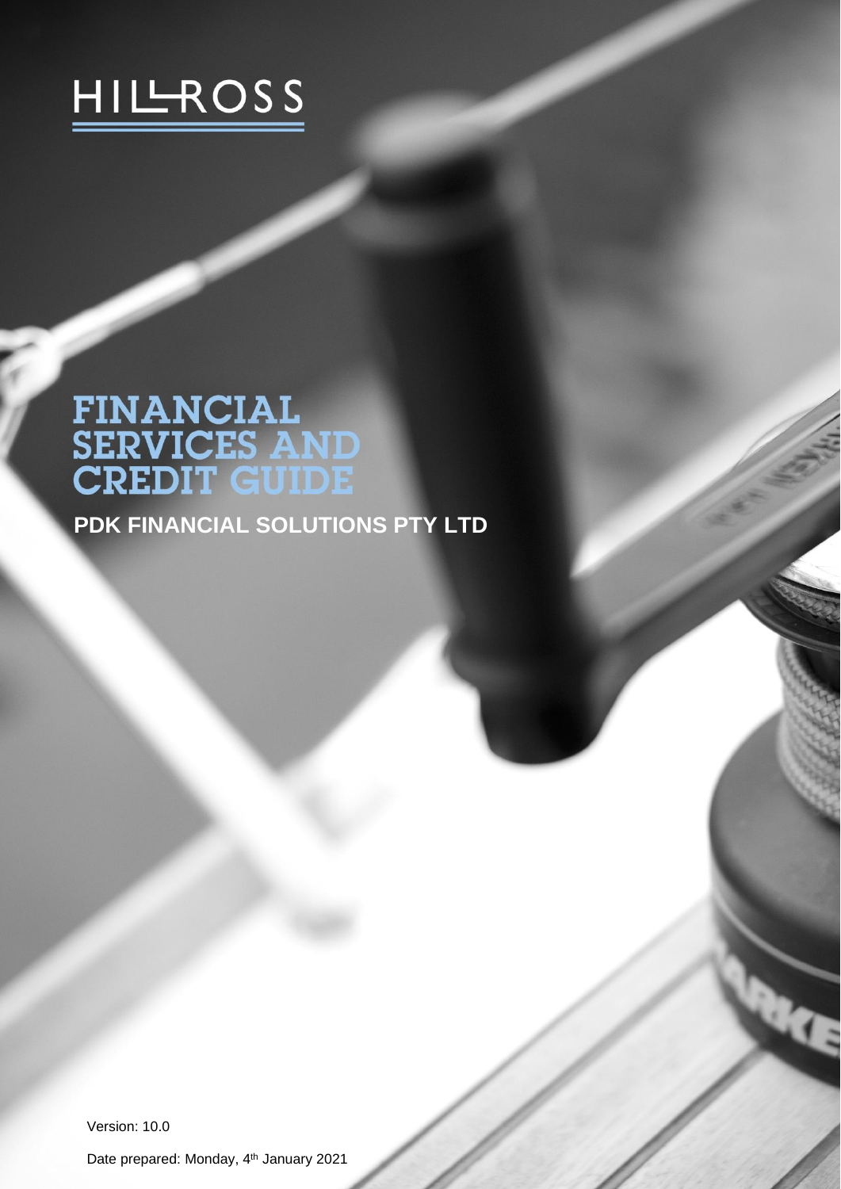HILLROSS

# FINANCIAL SERVICES AND CREDIT GUIDE

**PDK FINANCIAL SOLUTIONS PTY LTD**

Version: 10.0

Date prepared: Monday, 4th January 2021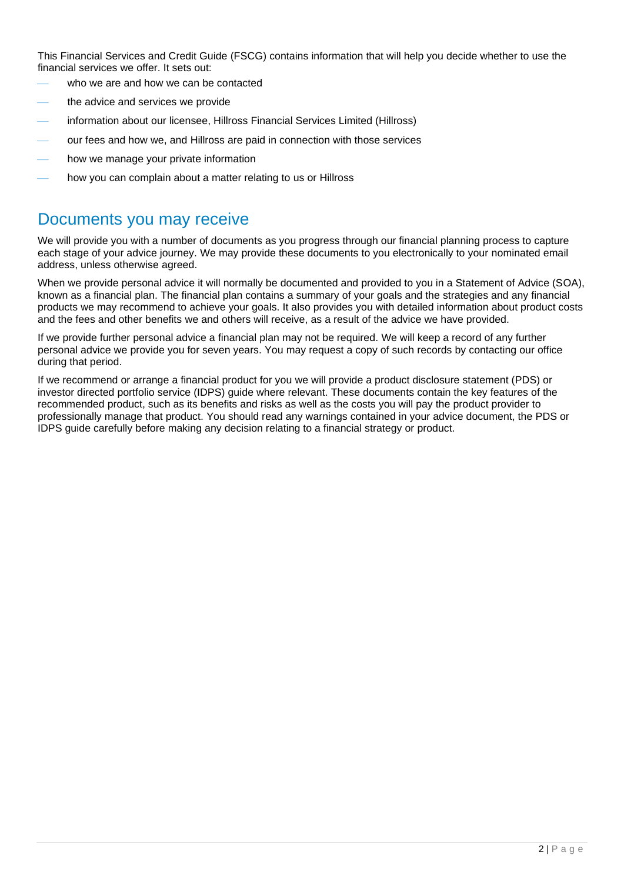This Financial Services and Credit Guide (FSCG) contains information that will help you decide whether to use the financial services we offer. It sets out:

- who we are and how we can be contacted
- the advice and services we provide
- information about our licensee, Hillross Financial Services Limited (Hillross)
- our fees and how we, and Hillross are paid in connection with those services
- how we manage your private information
- how you can complain about a matter relating to us or Hillross

## Documents you may receive

We will provide you with a number of documents as you progress through our financial planning process to capture each stage of your advice journey. We may provide these documents to you electronically to your nominated email address, unless otherwise agreed.

When we provide personal advice it will normally be documented and provided to you in a Statement of Advice (SOA), known as a financial plan. The financial plan contains a summary of your goals and the strategies and any financial products we may recommend to achieve your goals. It also provides you with detailed information about product costs and the fees and other benefits we and others will receive, as a result of the advice we have provided.

If we provide further personal advice a financial plan may not be required. We will keep a record of any further personal advice we provide you for seven years. You may request a copy of such records by contacting our office during that period.

If we recommend or arrange a financial product for you we will provide a product disclosure statement (PDS) or investor directed portfolio service (IDPS) guide where relevant. These documents contain the key features of the recommended product, such as its benefits and risks as well as the costs you will pay the product provider to professionally manage that product. You should read any warnings contained in your advice document, the PDS or IDPS guide carefully before making any decision relating to a financial strategy or product.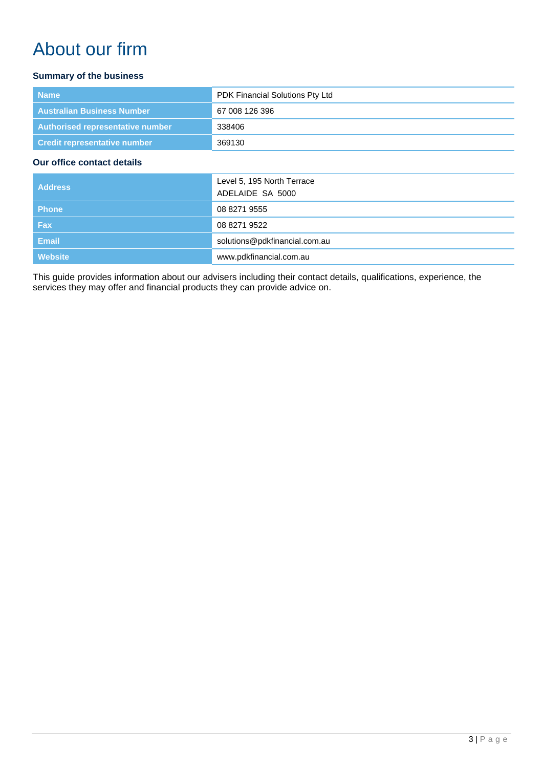# About our firm

### Summary of the business

| | |
|---|---|
| **Name** | PDK Financial Solutions Pty Ltd |
| **Australian Business Number** | 67 008 126 396 |
| **Authorised representative number** | 338406 |
| **Credit representative number** | 369130 |

### Our office contact details

| | |
|---|---|
| **Address** | Level 5, 195 North Terrace<br>ADELAIDE SA 5000 |
| **Phone** | 08 8271 9555 |
| **Fax** | 08 8271 9522 |
| **Email** | solutions@pdkfinancial.com.au |
| **Website** | www.pdkfinancial.com.au |

This guide provides information about our advisers including their contact details, qualifications, experience, the services they may offer and financial products they can provide advice on.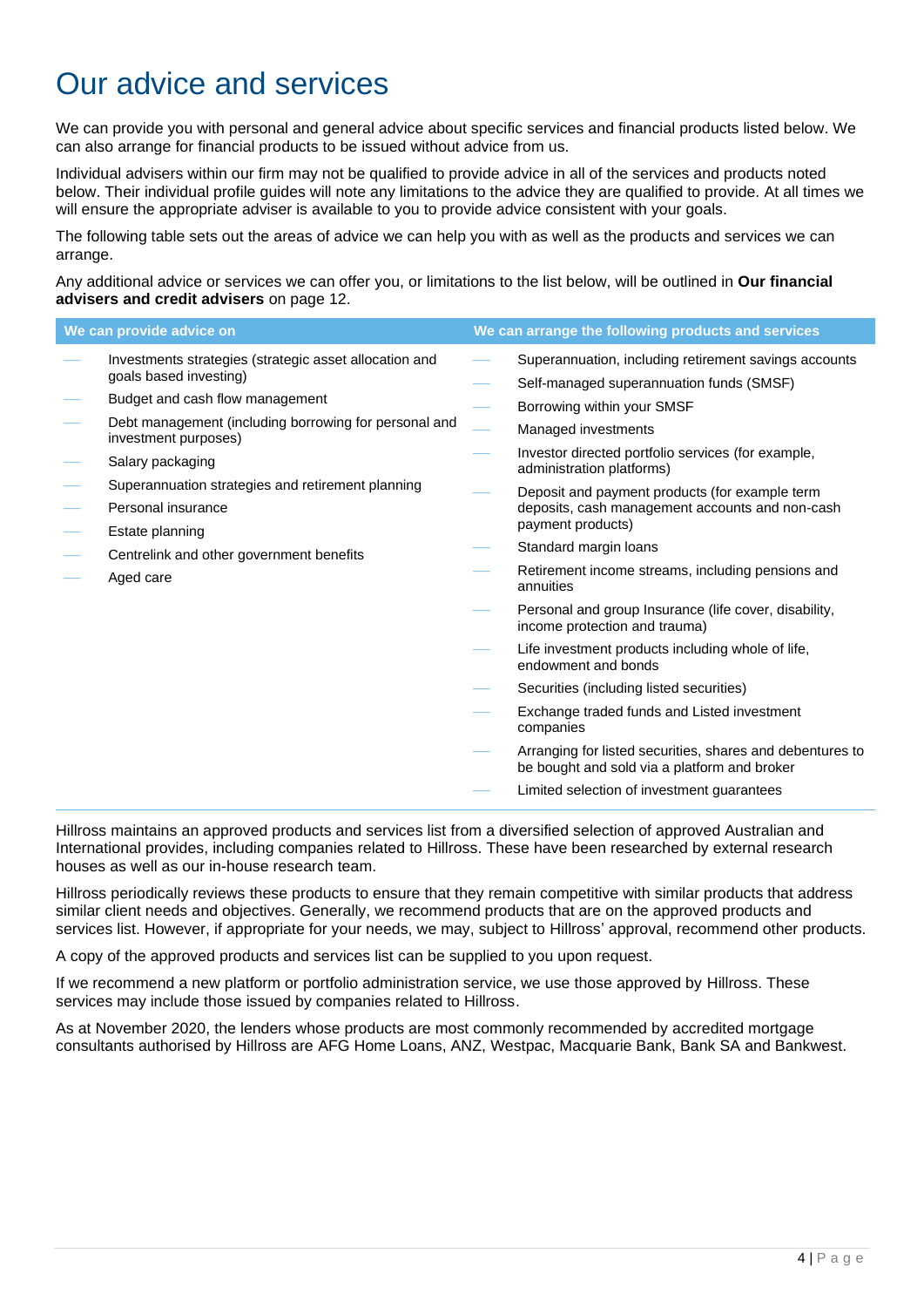# Our advice and services

We can provide you with personal and general advice about specific services and financial products listed below. We can also arrange for financial products to be issued without advice from us.

Individual advisers within our firm may not be qualified to provide advice in all of the services and products noted below. Their individual profile guides will note any limitations to the advice they are qualified to provide. At all times we will ensure the appropriate adviser is available to you to provide advice consistent with your goals.

The following table sets out the areas of advice we can help you with as well as the products and services we can arrange.

Any additional advice or services we can offer you, or limitations to the list below, will be outlined in **Our financial advisers and credit advisers** on page 12.

| We can provide advice on | We can arrange the following products and services |
|---|---|
| Investments strategies (strategic asset allocation and goals based investing) | Superannuation, including retirement savings accounts |
| Budget and cash flow management | Self-managed superannuation funds (SMSF) |
| Debt management (including borrowing for personal and investment purposes) | Borrowing within your SMSF |
| Salary packaging | Managed investments |
| Superannuation strategies and retirement planning | Investor directed portfolio services (for example, administration platforms) |
| Personal insurance | Deposit and payment products (for example term deposits, cash management accounts and non-cash payment products) |
| Estate planning | Standard margin loans |
| Centrelink and other government benefits | Retirement income streams, including pensions and annuities |
| Aged care | Personal and group Insurance (life cover, disability, income protection and trauma) |
| | Life investment products including whole of life, endowment and bonds |
| | Securities (including listed securities) |
| | Exchange traded funds and Listed investment companies |
| | Arranging for listed securities, shares and debentures to be bought and sold via a platform and broker |
| | Limited selection of investment guarantees |

Hillross maintains an approved products and services list from a diversified selection of approved Australian and International provides, including companies related to Hillross. These have been researched by external research houses as well as our in-house research team.

Hillross periodically reviews these products to ensure that they remain competitive with similar products that address similar client needs and objectives. Generally, we recommend products that are on the approved products and services list. However, if appropriate for your needs, we may, subject to Hillross' approval, recommend other products.

A copy of the approved products and services list can be supplied to you upon request.

If we recommend a new platform or portfolio administration service, we use those approved by Hillross. These services may include those issued by companies related to Hillross.

As at November 2020, the lenders whose products are most commonly recommended by accredited mortgage consultants authorised by Hillross are AFG Home Loans, ANZ, Westpac, Macquarie Bank, Bank SA and Bankwest.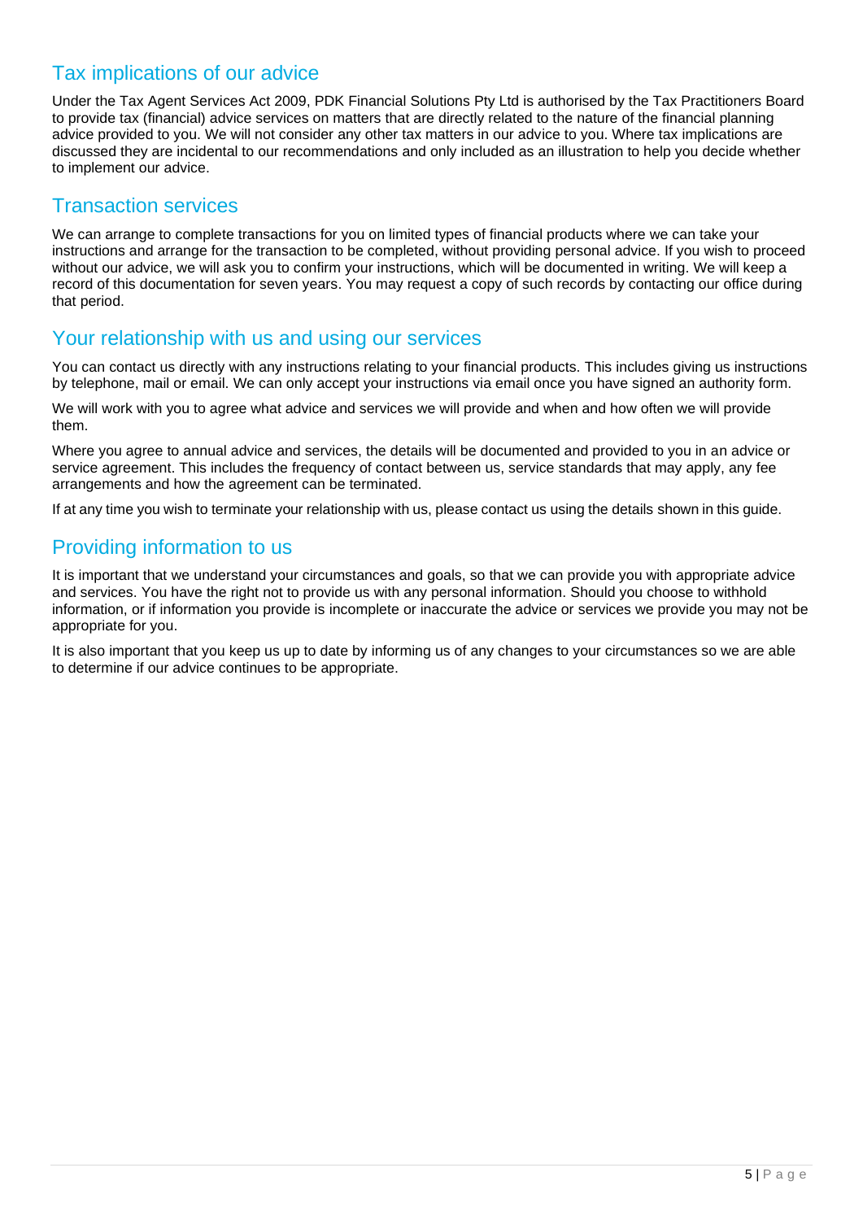## Tax implications of our advice

Under the Tax Agent Services Act 2009, PDK Financial Solutions Pty Ltd is authorised by the Tax Practitioners Board to provide tax (financial) advice services on matters that are directly related to the nature of the financial planning advice provided to you. We will not consider any other tax matters in our advice to you. Where tax implications are discussed they are incidental to our recommendations and only included as an illustration to help you decide whether to implement our advice.

## Transaction services

We can arrange to complete transactions for you on limited types of financial products where we can take your instructions and arrange for the transaction to be completed, without providing personal advice. If you wish to proceed without our advice, we will ask you to confirm your instructions, which will be documented in writing. We will keep a record of this documentation for seven years. You may request a copy of such records by contacting our office during that period.

## Your relationship with us and using our services

You can contact us directly with any instructions relating to your financial products. This includes giving us instructions by telephone, mail or email. We can only accept your instructions via email once you have signed an authority form.

We will work with you to agree what advice and services we will provide and when and how often we will provide them.

Where you agree to annual advice and services, the details will be documented and provided to you in an advice or service agreement. This includes the frequency of contact between us, service standards that may apply, any fee arrangements and how the agreement can be terminated.

If at any time you wish to terminate your relationship with us, please contact us using the details shown in this guide.

## Providing information to us

It is important that we understand your circumstances and goals, so that we can provide you with appropriate advice and services. You have the right not to provide us with any personal information. Should you choose to withhold information, or if information you provide is incomplete or inaccurate the advice or services we provide you may not be appropriate for you.

It is also important that you keep us up to date by informing us of any changes to your circumstances so we are able to determine if our advice continues to be appropriate.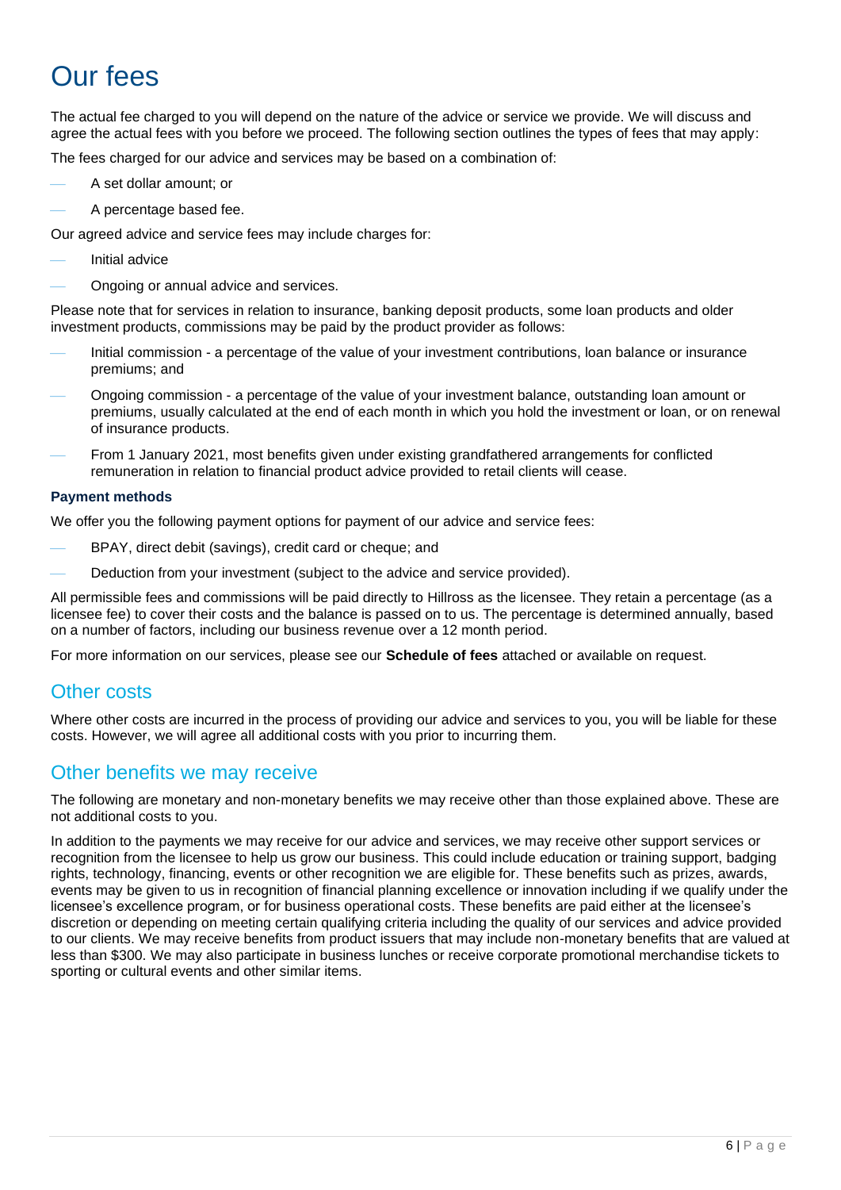# Our fees

The actual fee charged to you will depend on the nature of the advice or service we provide. We will discuss and agree the actual fees with you before we proceed. The following section outlines the types of fees that may apply:

The fees charged for our advice and services may be based on a combination of:

- A set dollar amount; or
- A percentage based fee.

Our agreed advice and service fees may include charges for:

- Initial advice
- Ongoing or annual advice and services.

Please note that for services in relation to insurance, banking deposit products, some loan products and older investment products, commissions may be paid by the product provider as follows:

- Initial commission - a percentage of the value of your investment contributions, loan balance or insurance premiums; and
- Ongoing commission - a percentage of the value of your investment balance, outstanding loan amount or premiums, usually calculated at the end of each month in which you hold the investment or loan, or on renewal of insurance products.
- From 1 January 2021, most benefits given under existing grandfathered arrangements for conflicted remuneration in relation to financial product advice provided to retail clients will cease.

**Payment methods**

We offer you the following payment options for payment of our advice and service fees:

- BPAY, direct debit (savings), credit card or cheque; and
- Deduction from your investment (subject to the advice and service provided).

All permissible fees and commissions will be paid directly to Hillross as the licensee. They retain a percentage (as a licensee fee) to cover their costs and the balance is passed on to us. The percentage is determined annually, based on a number of factors, including our business revenue over a 12 month period.

For more information on our services, please see our **Schedule of fees** attached or available on request.

## Other costs

Where other costs are incurred in the process of providing our advice and services to you, you will be liable for these costs. However, we will agree all additional costs with you prior to incurring them.

## Other benefits we may receive

The following are monetary and non-monetary benefits we may receive other than those explained above. These are not additional costs to you.

In addition to the payments we may receive for our advice and services, we may receive other support services or recognition from the licensee to help us grow our business. This could include education or training support, badging rights, technology, financing, events or other recognition we are eligible for. These benefits such as prizes, awards, events may be given to us in recognition of financial planning excellence or innovation including if we qualify under the licensee's excellence program, or for business operational costs. These benefits are paid either at the licensee's discretion or depending on meeting certain qualifying criteria including the quality of our services and advice provided to our clients. We may receive benefits from product issuers that may include non-monetary benefits that are valued at less than $300. We may also participate in business lunches or receive corporate promotional merchandise tickets to sporting or cultural events and other similar items.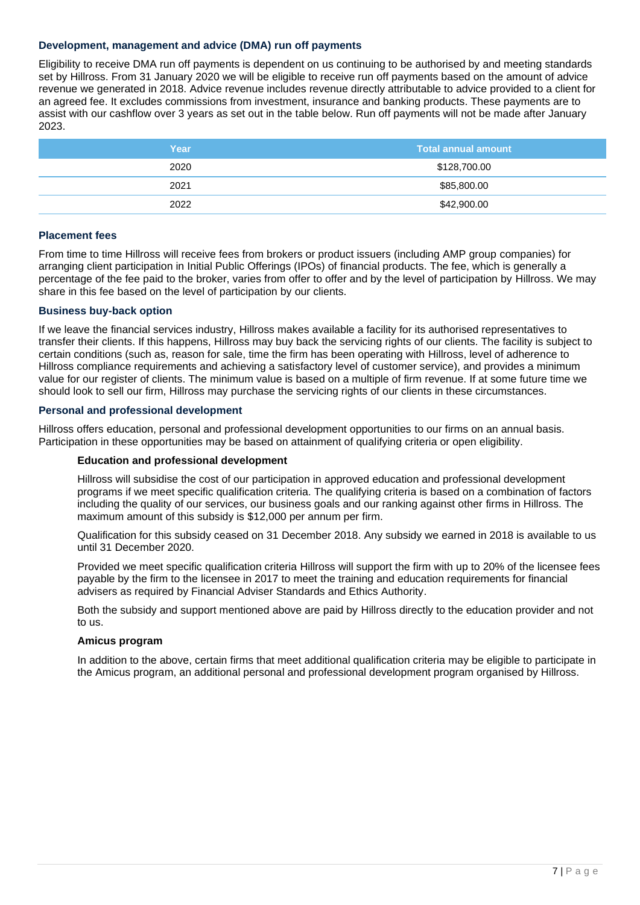### Development, management and advice (DMA) run off payments

Eligibility to receive DMA run off payments is dependent on us continuing to be authorised by and meeting standards set by Hillross. From 31 January 2020 we will be eligible to receive run off payments based on the amount of advice revenue we generated in 2018. Advice revenue includes revenue directly attributable to advice provided to a client for an agreed fee. It excludes commissions from investment, insurance and banking products. These payments are to assist with our cashflow over 3 years as set out in the table below. Run off payments will not be made after January 2023.

| Year | Total annual amount |
|---|---|
| 2020 | $128,700.00 |
| 2021 | $85,800.00 |
| 2022 | $42,900.00 |

### Placement fees

From time to time Hillross will receive fees from brokers or product issuers (including AMP group companies) for arranging client participation in Initial Public Offerings (IPOs) of financial products. The fee, which is generally a percentage of the fee paid to the broker, varies from offer to offer and by the level of participation by Hillross. We may share in this fee based on the level of participation by our clients.

### Business buy-back option

If we leave the financial services industry, Hillross makes available a facility for its authorised representatives to transfer their clients. If this happens, Hillross may buy back the servicing rights of our clients. The facility is subject to certain conditions (such as, reason for sale, time the firm has been operating with Hillross, level of adherence to Hillross compliance requirements and achieving a satisfactory level of customer service), and provides a minimum value for our register of clients. The minimum value is based on a multiple of firm revenue. If at some future time we should look to sell our firm, Hillross may purchase the servicing rights of our clients in these circumstances.

### Personal and professional development

Hillross offers education, personal and professional development opportunities to our firms on an annual basis. Participation in these opportunities may be based on attainment of qualifying criteria or open eligibility.

#### Education and professional development

Hillross will subsidise the cost of our participation in approved education and professional development programs if we meet specific qualification criteria. The qualifying criteria is based on a combination of factors including the quality of our services, our business goals and our ranking against other firms in Hillross. The maximum amount of this subsidy is $12,000 per annum per firm.

Qualification for this subsidy ceased on 31 December 2018. Any subsidy we earned in 2018 is available to us until 31 December 2020.

Provided we meet specific qualification criteria Hillross will support the firm with up to 20% of the licensee fees payable by the firm to the licensee in 2017 to meet the training and education requirements for financial advisers as required by Financial Adviser Standards and Ethics Authority.

Both the subsidy and support mentioned above are paid by Hillross directly to the education provider and not to us.

#### Amicus program

In addition to the above, certain firms that meet additional qualification criteria may be eligible to participate in the Amicus program, an additional personal and professional development program organised by Hillross.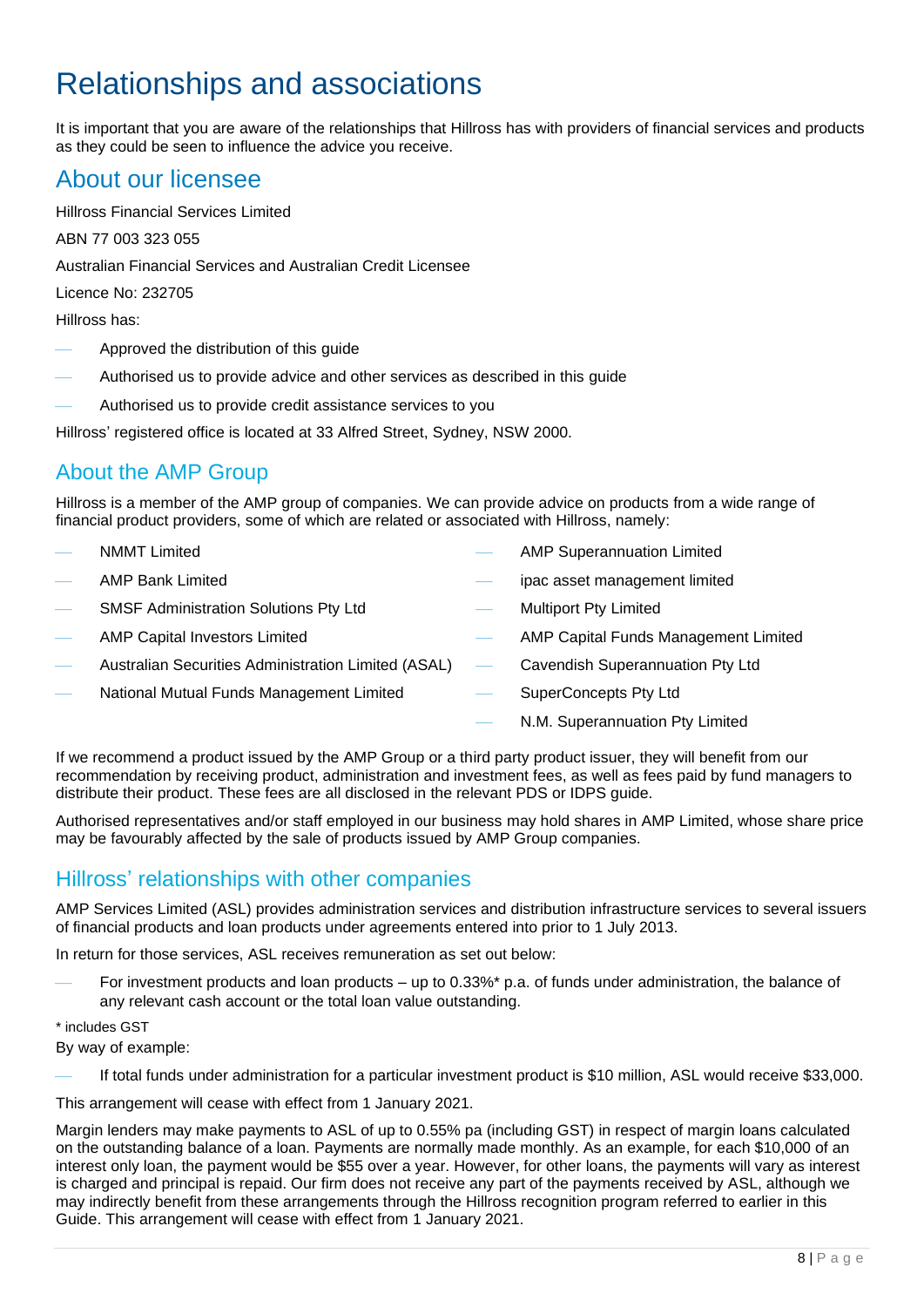# Relationships and associations

It is important that you are aware of the relationships that Hillross has with providers of financial services and products as they could be seen to influence the advice you receive.

## About our licensee

Hillross Financial Services Limited

ABN 77 003 323 055

Australian Financial Services and Australian Credit Licensee

Licence No: 232705

Hillross has:

- Approved the distribution of this guide
- Authorised us to provide advice and other services as described in this guide
- Authorised us to provide credit assistance services to you

Hillross' registered office is located at 33 Alfred Street, Sydney, NSW 2000.

## About the AMP Group

Hillross is a member of the AMP group of companies. We can provide advice on products from a wide range of financial product providers, some of which are related or associated with Hillross, namely:

- NMMT Limited
- AMP Bank Limited
- SMSF Administration Solutions Pty Ltd
- AMP Capital Investors Limited
- Australian Securities Administration Limited (ASAL)
- National Mutual Funds Management Limited
- AMP Superannuation Limited
- ipac asset management limited
- Multiport Pty Limited
- AMP Capital Funds Management Limited
- Cavendish Superannuation Pty Ltd
- SuperConcepts Pty Ltd
- N.M. Superannuation Pty Limited

If we recommend a product issued by the AMP Group or a third party product issuer, they will benefit from our recommendation by receiving product, administration and investment fees, as well as fees paid by fund managers to distribute their product. These fees are all disclosed in the relevant PDS or IDPS guide.

Authorised representatives and/or staff employed in our business may hold shares in AMP Limited, whose share price may be favourably affected by the sale of products issued by AMP Group companies.

## Hillross' relationships with other companies

AMP Services Limited (ASL) provides administration services and distribution infrastructure services to several issuers of financial products and loan products under agreements entered into prior to 1 July 2013.

In return for those services, ASL receives remuneration as set out below:

- For investment products and loan products – up to 0.33%* p.a. of funds under administration, the balance of any relevant cash account or the total loan value outstanding.

* includes GST

By way of example:

- If total funds under administration for a particular investment product is $10 million, ASL would receive $33,000.

This arrangement will cease with effect from 1 January 2021.

Margin lenders may make payments to ASL of up to 0.55% pa (including GST) in respect of margin loans calculated on the outstanding balance of a loan. Payments are normally made monthly. As an example, for each $10,000 of an interest only loan, the payment would be $55 over a year. However, for other loans, the payments will vary as interest is charged and principal is repaid. Our firm does not receive any part of the payments received by ASL, although we may indirectly benefit from these arrangements through the Hillross recognition program referred to earlier in this Guide. This arrangement will cease with effect from 1 January 2021.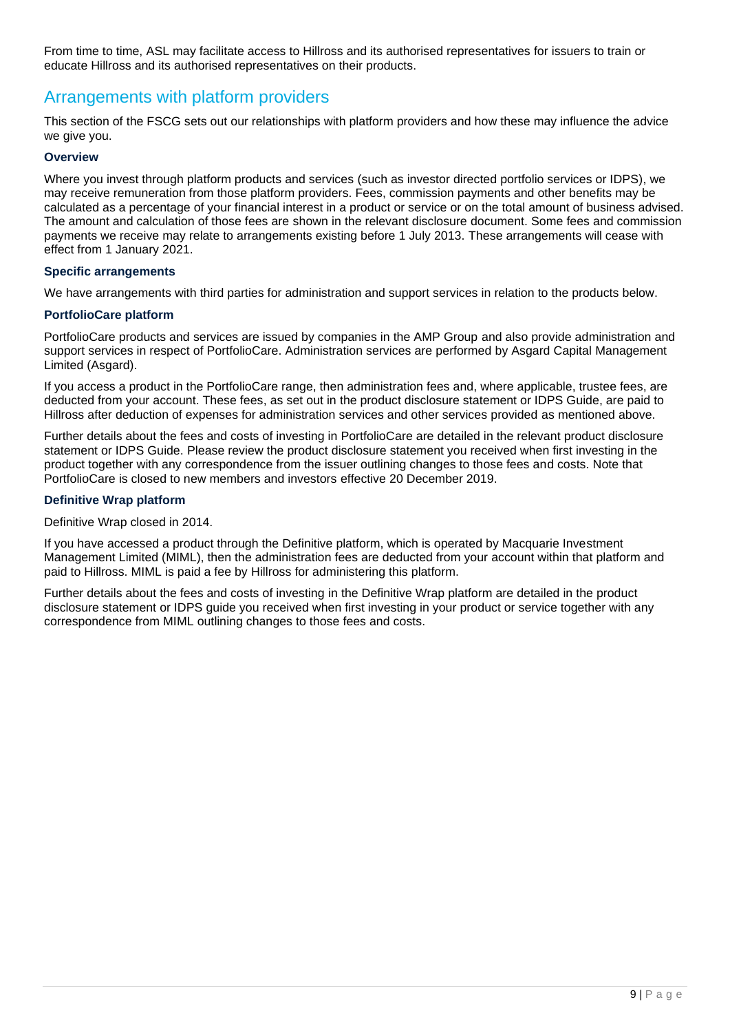From time to time, ASL may facilitate access to Hillross and its authorised representatives for issuers to train or educate Hillross and its authorised representatives on their products.

## Arrangements with platform providers

This section of the FSCG sets out our relationships with platform providers and how these may influence the advice we give you.

### Overview

Where you invest through platform products and services (such as investor directed portfolio services or IDPS), we may receive remuneration from those platform providers. Fees, commission payments and other benefits may be calculated as a percentage of your financial interest in a product or service or on the total amount of business advised. The amount and calculation of those fees are shown in the relevant disclosure document. Some fees and commission payments we receive may relate to arrangements existing before 1 July 2013. These arrangements will cease with effect from 1 January 2021.

### Specific arrangements

We have arrangements with third parties for administration and support services in relation to the products below.

### PortfolioCare platform

PortfolioCare products and services are issued by companies in the AMP Group and also provide administration and support services in respect of PortfolioCare. Administration services are performed by Asgard Capital Management Limited (Asgard).

If you access a product in the PortfolioCare range, then administration fees and, where applicable, trustee fees, are deducted from your account. These fees, as set out in the product disclosure statement or IDPS Guide, are paid to Hillross after deduction of expenses for administration services and other services provided as mentioned above.

Further details about the fees and costs of investing in PortfolioCare are detailed in the relevant product disclosure statement or IDPS Guide. Please review the product disclosure statement you received when first investing in the product together with any correspondence from the issuer outlining changes to those fees and costs. Note that PortfolioCare is closed to new members and investors effective 20 December 2019.

### Definitive Wrap platform

Definitive Wrap closed in 2014.

If you have accessed a product through the Definitive platform, which is operated by Macquarie Investment Management Limited (MIML), then the administration fees are deducted from your account within that platform and paid to Hillross. MIML is paid a fee by Hillross for administering this platform.

Further details about the fees and costs of investing in the Definitive Wrap platform are detailed in the product disclosure statement or IDPS guide you received when first investing in your product or service together with any correspondence from MIML outlining changes to those fees and costs.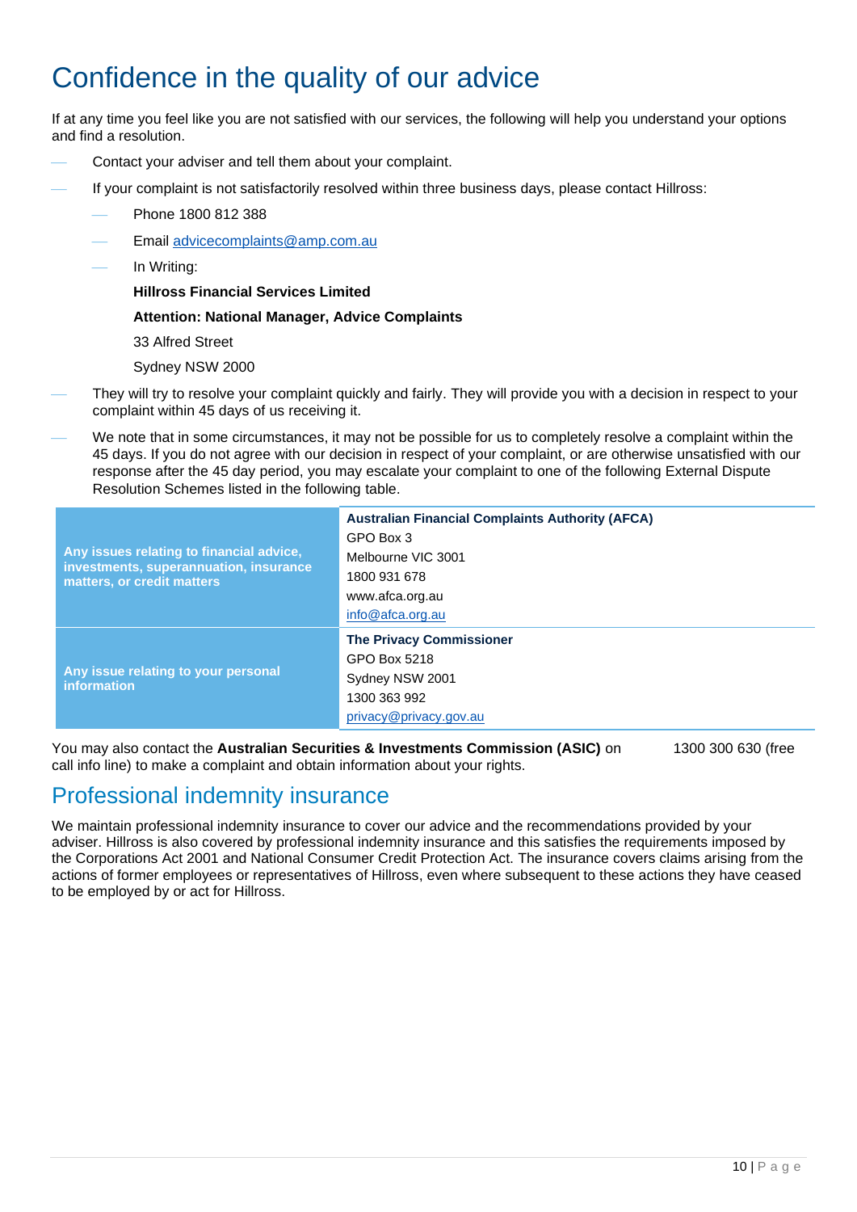# Confidence in the quality of our advice

If at any time you feel like you are not satisfied with our services, the following will help you understand your options and find a resolution.

- Contact your adviser and tell them about your complaint.
- If your complaint is not satisfactorily resolved within three business days, please contact Hillross:
  - Phone 1800 812 388
  - Email advicecomplaints@amp.com.au
  - In Writing:

    **Hillross Financial Services Limited**

    **Attention: National Manager, Advice Complaints**

    33 Alfred Street

    Sydney NSW 2000
- They will try to resolve your complaint quickly and fairly. They will provide you with a decision in respect to your complaint within 45 days of us receiving it.
- We note that in some circumstances, it may not be possible for us to completely resolve a complaint within the 45 days. If you do not agree with our decision in respect of your complaint, or are otherwise unsatisfied with our response after the 45 day period, you may escalate your complaint to one of the following External Dispute Resolution Schemes listed in the following table.

| | |
|---|---|
| **Any issues relating to financial advice, investments, superannuation, insurance matters, or credit matters** | **Australian Financial Complaints Authority (AFCA)**<br>GPO Box 3<br>Melbourne VIC 3001<br>1800 931 678<br>www.afca.org.au<br>info@afca.org.au |
| **Any issue relating to your personal information** | **The Privacy Commissioner**<br>GPO Box 5218<br>Sydney NSW 2001<br>1300 363 992<br>privacy@privacy.gov.au |

You may also contact the **Australian Securities & Investments Commission (ASIC)** on 1300 300 630 (free call info line) to make a complaint and obtain information about your rights.

## Professional indemnity insurance

We maintain professional indemnity insurance to cover our advice and the recommendations provided by your adviser. Hillross is also covered by professional indemnity insurance and this satisfies the requirements imposed by the Corporations Act 2001 and National Consumer Credit Protection Act. The insurance covers claims arising from the actions of former employees or representatives of Hillross, even where subsequent to these actions they have ceased to be employed by or act for Hillross.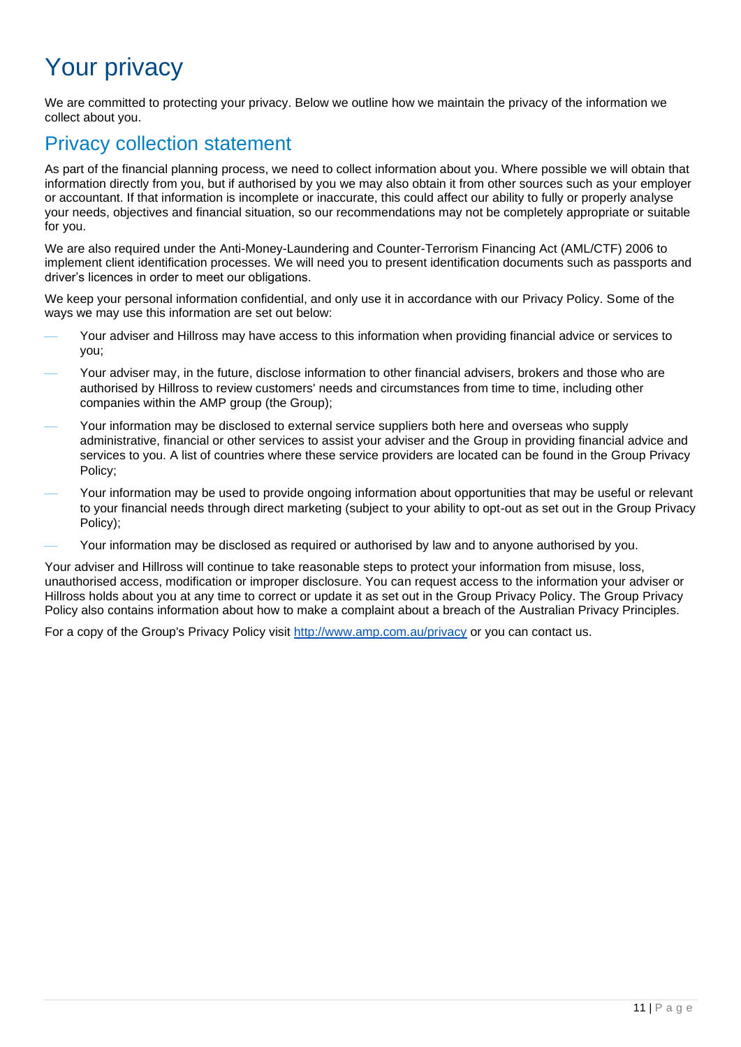# Your privacy

We are committed to protecting your privacy. Below we outline how we maintain the privacy of the information we collect about you.

## Privacy collection statement

As part of the financial planning process, we need to collect information about you. Where possible we will obtain that information directly from you, but if authorised by you we may also obtain it from other sources such as your employer or accountant. If that information is incomplete or inaccurate, this could affect our ability to fully or properly analyse your needs, objectives and financial situation, so our recommendations may not be completely appropriate or suitable for you.

We are also required under the Anti-Money-Laundering and Counter-Terrorism Financing Act (AML/CTF) 2006 to implement client identification processes. We will need you to present identification documents such as passports and driver's licences in order to meet our obligations.

We keep your personal information confidential, and only use it in accordance with our Privacy Policy. Some of the ways we may use this information are set out below:

- Your adviser and Hillross may have access to this information when providing financial advice or services to you;
- Your adviser may, in the future, disclose information to other financial advisers, brokers and those who are authorised by Hillross to review customers' needs and circumstances from time to time, including other companies within the AMP group (the Group);
- Your information may be disclosed to external service suppliers both here and overseas who supply administrative, financial or other services to assist your adviser and the Group in providing financial advice and services to you. A list of countries where these service providers are located can be found in the Group Privacy Policy;
- Your information may be used to provide ongoing information about opportunities that may be useful or relevant to your financial needs through direct marketing (subject to your ability to opt-out as set out in the Group Privacy Policy);
- Your information may be disclosed as required or authorised by law and to anyone authorised by you.

Your adviser and Hillross will continue to take reasonable steps to protect your information from misuse, loss, unauthorised access, modification or improper disclosure. You can request access to the information your adviser or Hillross holds about you at any time to correct or update it as set out in the Group Privacy Policy. The Group Privacy Policy also contains information about how to make a complaint about a breach of the Australian Privacy Principles.

For a copy of the Group's Privacy Policy visit [http://www.amp.com.au/privacy](http://www.amp.com.au/privacy) or you can contact us.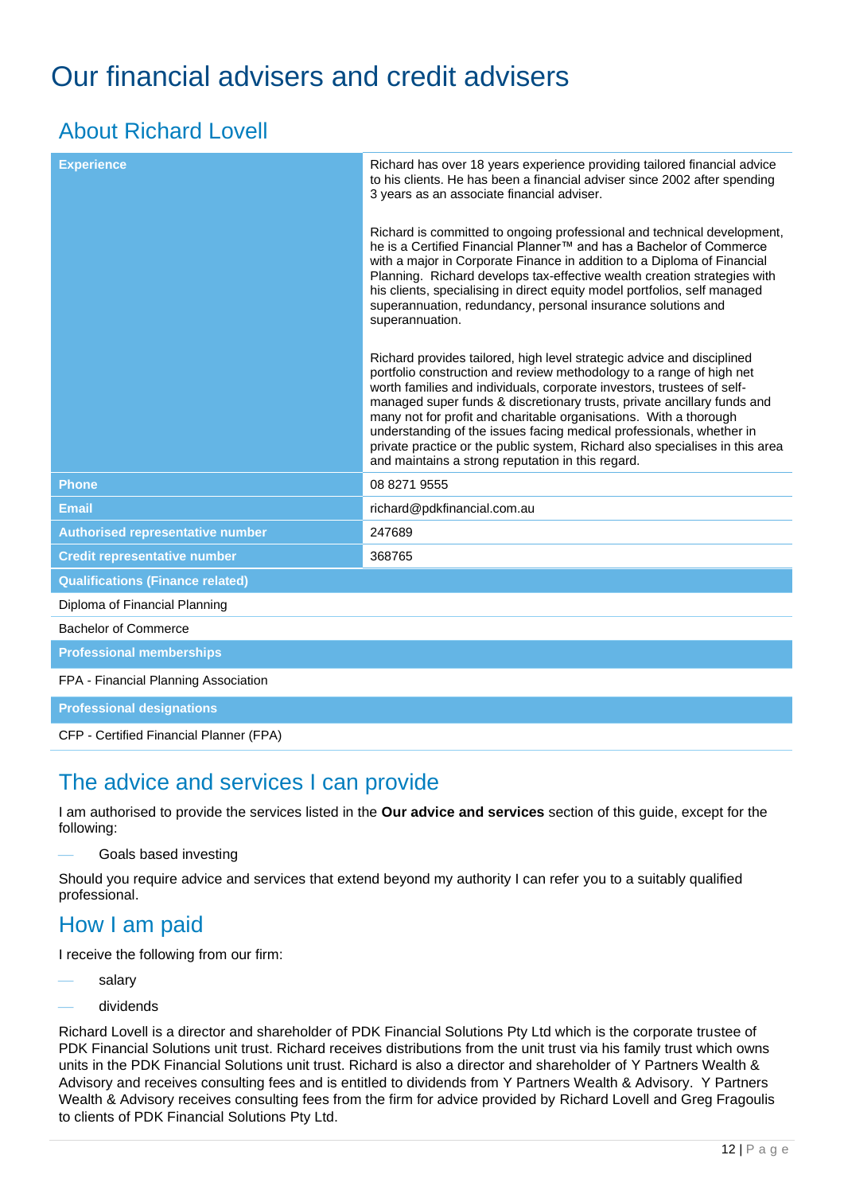# Our financial advisers and credit advisers

## About Richard Lovell

| | |
|---|---|
| **Experience** | Richard has over 18 years experience providing tailored financial advice to his clients. He has been a financial adviser since 2002 after spending 3 years as an associate financial adviser.<br><br>Richard is committed to ongoing professional and technical development, he is a Certified Financial Planner™ and has a Bachelor of Commerce with a major in Corporate Finance in addition to a Diploma of Financial Planning. Richard develops tax-effective wealth creation strategies with his clients, specialising in direct equity model portfolios, self managed superannuation, redundancy, personal insurance solutions and superannuation.<br><br>Richard provides tailored, high level strategic advice and disciplined portfolio construction and review methodology to a range of high net worth families and individuals, corporate investors, trustees of self-managed super funds & discretionary trusts, private ancillary funds and many not for profit and charitable organisations. With a thorough understanding of the issues facing medical professionals, whether in private practice or the public system, Richard also specialises in this area and maintains a strong reputation in this regard. |
| **Phone** | 08 8271 9555 |
| **Email** | richard@pdkfinancial.com.au |
| **Authorised representative number** | 247689 |
| **Credit representative number** | 368765 |
| **Qualifications (Finance related)** | |
| Diploma of Financial Planning | |
| Bachelor of Commerce | |
| **Professional memberships** | |
| FPA - Financial Planning Association | |
| **Professional designations** | |
| CFP - Certified Financial Planner (FPA) | |

## The advice and services I can provide

I am authorised to provide the services listed in the **Our advice and services** section of this guide, except for the following:

- Goals based investing

Should you require advice and services that extend beyond my authority I can refer you to a suitably qualified professional.

## How I am paid

I receive the following from our firm:

- salary
- dividends

Richard Lovell is a director and shareholder of PDK Financial Solutions Pty Ltd which is the corporate trustee of PDK Financial Solutions unit trust. Richard receives distributions from the unit trust via his family trust which owns units in the PDK Financial Solutions unit trust. Richard is also a director and shareholder of Y Partners Wealth & Advisory and receives consulting fees and is entitled to dividends from Y Partners Wealth & Advisory. Y Partners Wealth & Advisory receives consulting fees from the firm for advice provided by Richard Lovell and Greg Fragoulis to clients of PDK Financial Solutions Pty Ltd.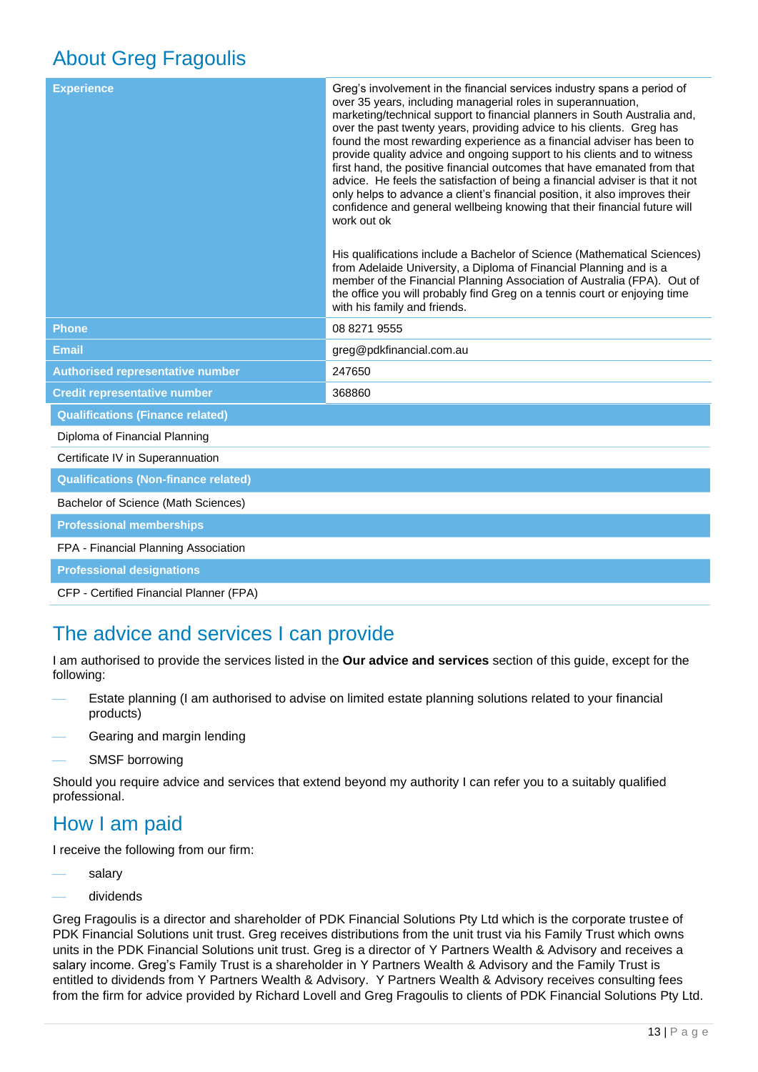## About Greg Fragoulis

| | |
|---|---|
| **Experience** | Greg's involvement in the financial services industry spans a period of over 35 years, including managerial roles in superannuation, marketing/technical support to financial planners in South Australia and, over the past twenty years, providing advice to his clients. Greg has found the most rewarding experience as a financial adviser has been to provide quality advice and ongoing support to his clients and to witness first hand, the positive financial outcomes that have emanated from that advice. He feels the satisfaction of being a financial adviser is that it not only helps to advance a client's financial position, it also improves their confidence and general wellbeing knowing that their financial future will work out ok<br><br>His qualifications include a Bachelor of Science (Mathematical Sciences) from Adelaide University, a Diploma of Financial Planning and is a member of the Financial Planning Association of Australia (FPA). Out of the office you will probably find Greg on a tennis court or enjoying time with his family and friends. |
| **Phone** | 08 8271 9555 |
| **Email** | greg@pdkfinancial.com.au |
| **Authorised representative number** | 247650 |
| **Credit representative number** | 368860 |

| **Qualifications (Finance related)** |
|---|
| Diploma of Financial Planning |
| Certificate IV in Superannuation |

| **Qualifications (Non-finance related)** |
|---|
| Bachelor of Science (Math Sciences) |

| **Professional memberships** |
|---|
| FPA - Financial Planning Association |

| **Professional designations** |
|---|
| CFP - Certified Financial Planner (FPA) |

## The advice and services I can provide

I am authorised to provide the services listed in the **Our advice and services** section of this guide, except for the following:

- Estate planning (I am authorised to advise on limited estate planning solutions related to your financial products)
- Gearing and margin lending
- SMSF borrowing

Should you require advice and services that extend beyond my authority I can refer you to a suitably qualified professional.

## How I am paid

I receive the following from our firm:

- salary
- dividends

Greg Fragoulis is a director and shareholder of PDK Financial Solutions Pty Ltd which is the corporate trustee of PDK Financial Solutions unit trust. Greg receives distributions from the unit trust via his Family Trust which owns units in the PDK Financial Solutions unit trust. Greg is a director of Y Partners Wealth & Advisory and receives a salary income. Greg's Family Trust is a shareholder in Y Partners Wealth & Advisory and the Family Trust is entitled to dividends from Y Partners Wealth & Advisory. Y Partners Wealth & Advisory receives consulting fees from the firm for advice provided by Richard Lovell and Greg Fragoulis to clients of PDK Financial Solutions Pty Ltd.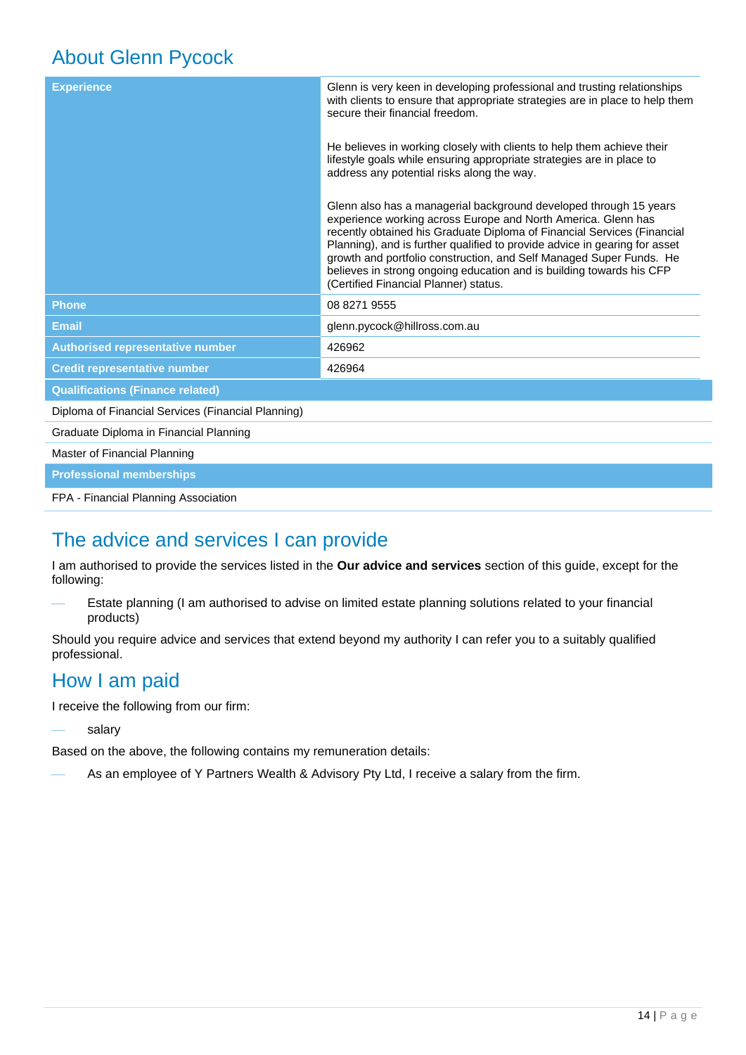## About Glenn Pycock

| | |
|---|---|
| **Experience** | Glenn is very keen in developing professional and trusting relationships with clients to ensure that appropriate strategies are in place to help them secure their financial freedom.<br><br>He believes in working closely with clients to help them achieve their lifestyle goals while ensuring appropriate strategies are in place to address any potential risks along the way.<br><br>Glenn also has a managerial background developed through 15 years experience working across Europe and North America. Glenn has recently obtained his Graduate Diploma of Financial Services (Financial Planning), and is further qualified to provide advice in gearing for asset growth and portfolio construction, and Self Managed Super Funds. He believes in strong ongoing education and is building towards his CFP (Certified Financial Planner) status. |
| **Phone** | 08 8271 9555 |
| **Email** | glenn.pycock@hillross.com.au |
| **Authorised representative number** | 426962 |
| **Credit representative number** | 426964 |

| **Qualifications (Finance related)** |
|---|
| Diploma of Financial Services (Financial Planning) |
| Graduate Diploma in Financial Planning |
| Master of Financial Planning |

| **Professional memberships** |
|---|
| FPA - Financial Planning Association |

## The advice and services I can provide

I am authorised to provide the services listed in the **Our advice and services** section of this guide, except for the following:

- Estate planning (I am authorised to advise on limited estate planning solutions related to your financial products)

Should you require advice and services that extend beyond my authority I can refer you to a suitably qualified professional.

## How I am paid

I receive the following from our firm:

- salary

Based on the above, the following contains my remuneration details:

- As an employee of Y Partners Wealth & Advisory Pty Ltd, I receive a salary from the firm.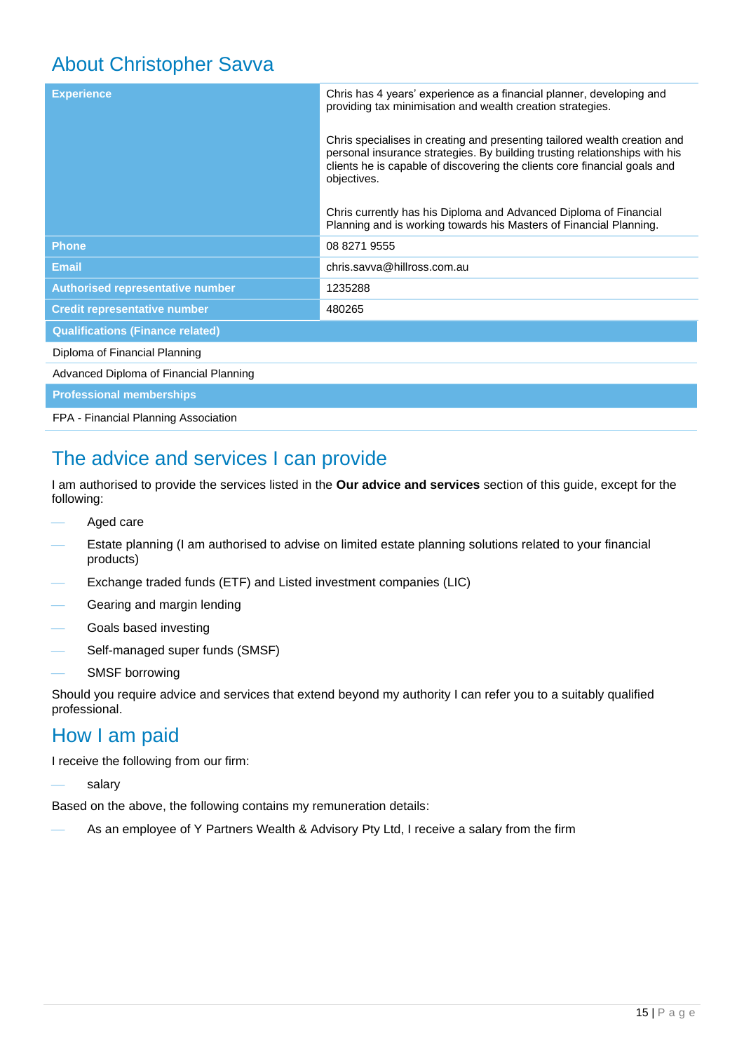## About Christopher Savva

| | |
|---|---|
| **Experience** | Chris has 4 years' experience as a financial planner, developing and providing tax minimisation and wealth creation strategies.<br><br>Chris specialises in creating and presenting tailored wealth creation and personal insurance strategies. By building trusting relationships with his clients he is capable of discovering the clients core financial goals and objectives.<br><br>Chris currently has his Diploma and Advanced Diploma of Financial Planning and is working towards his Masters of Financial Planning. |
| **Phone** | 08 8271 9555 |
| **Email** | chris.savva@hillross.com.au |
| **Authorised representative number** | 1235288 |
| **Credit representative number** | 480265 |

| **Qualifications (Finance related)** |
|---|
| Diploma of Financial Planning |
| Advanced Diploma of Financial Planning |

| **Professional memberships** |
|---|
| FPA - Financial Planning Association |

## The advice and services I can provide

I am authorised to provide the services listed in the **Our advice and services** section of this guide, except for the following:

- Aged care
- Estate planning (I am authorised to advise on limited estate planning solutions related to your financial products)
- Exchange traded funds (ETF) and Listed investment companies (LIC)
- Gearing and margin lending
- Goals based investing
- Self-managed super funds (SMSF)
- SMSF borrowing

Should you require advice and services that extend beyond my authority I can refer you to a suitably qualified professional.

## How I am paid

I receive the following from our firm:

- salary

Based on the above, the following contains my remuneration details:

- As an employee of Y Partners Wealth & Advisory Pty Ltd, I receive a salary from the firm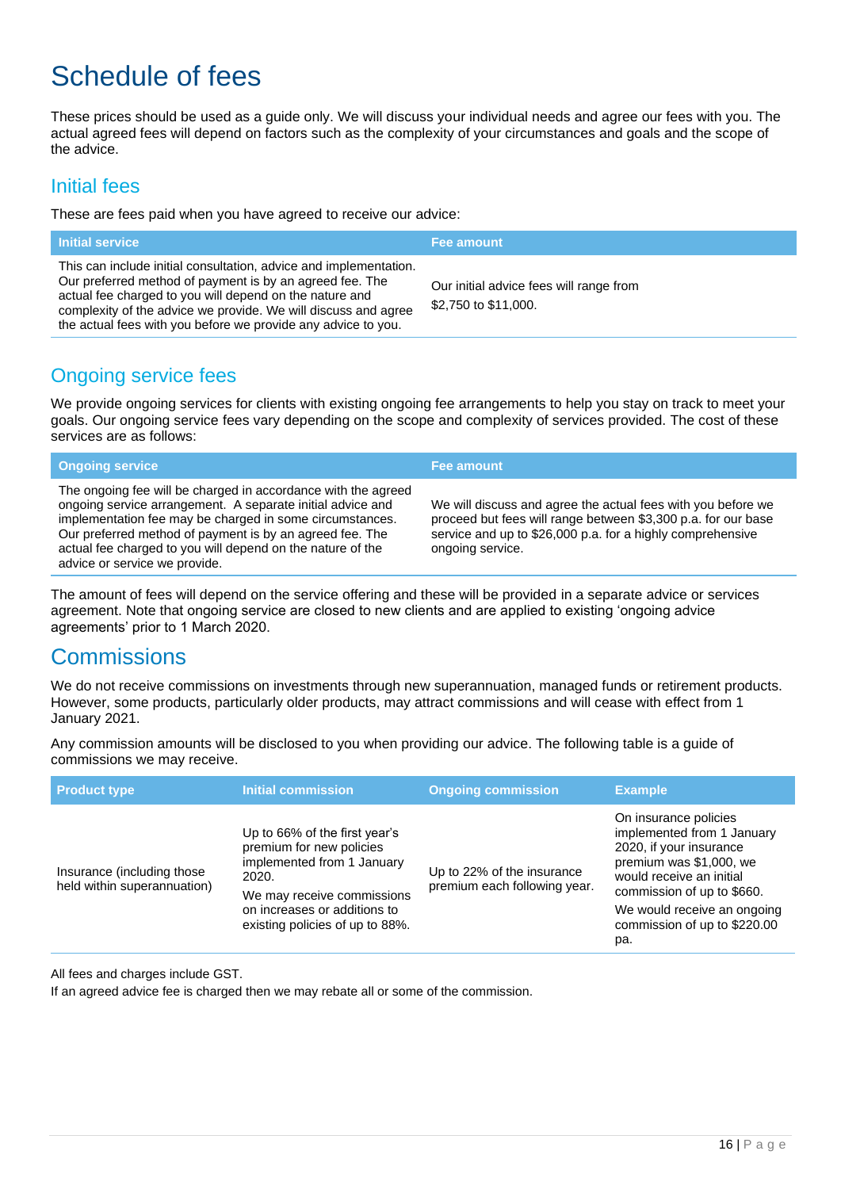# Schedule of fees

These prices should be used as a guide only. We will discuss your individual needs and agree our fees with you. The actual agreed fees will depend on factors such as the complexity of your circumstances and goals and the scope of the advice.

## Initial fees

These are fees paid when you have agreed to receive our advice:

| Initial service | Fee amount |
|---|---|
| This can include initial consultation, advice and implementation. Our preferred method of payment is by an agreed fee. The actual fee charged to you will depend on the nature and complexity of the advice we provide. We will discuss and agree the actual fees with you before we provide any advice to you. | Our initial advice fees will range from $2,750 to $11,000. |

## Ongoing service fees

We provide ongoing services for clients with existing ongoing fee arrangements to help you stay on track to meet your goals. Our ongoing service fees vary depending on the scope and complexity of services provided. The cost of these services are as follows:

| Ongoing service | Fee amount |
|---|---|
| The ongoing fee will be charged in accordance with the agreed ongoing service arrangement. A separate initial advice and implementation fee may be charged in some circumstances. Our preferred method of payment is by an agreed fee. The actual fee charged to you will depend on the nature of the advice or service we provide. | We will discuss and agree the actual fees with you before we proceed but fees will range between $3,300 p.a. for our base service and up to $26,000 p.a. for a highly comprehensive ongoing service. |

The amount of fees will depend on the service offering and these will be provided in a separate advice or services agreement. Note that ongoing service are closed to new clients and are applied to existing 'ongoing advice agreements' prior to 1 March 2020.

# Commissions

We do not receive commissions on investments through new superannuation, managed funds or retirement products. However, some products, particularly older products, may attract commissions and will cease with effect from 1 January 2021.

Any commission amounts will be disclosed to you when providing our advice. The following table is a guide of commissions we may receive.

| Product type | Initial commission | Ongoing commission | Example |
|---|---|---|---|
| Insurance (including those held within superannuation) | Up to 66% of the first year's premium for new policies implemented from 1 January 2020.<br>We may receive commissions on increases or additions to existing policies of up to 88%. | Up to 22% of the insurance premium each following year. | On insurance policies implemented from 1 January 2020, if your insurance premium was $1,000, we would receive an initial commission of up to $660.<br>We would receive an ongoing commission of up to $220.00 pa. |

All fees and charges include GST.

If an agreed advice fee is charged then we may rebate all or some of the commission.